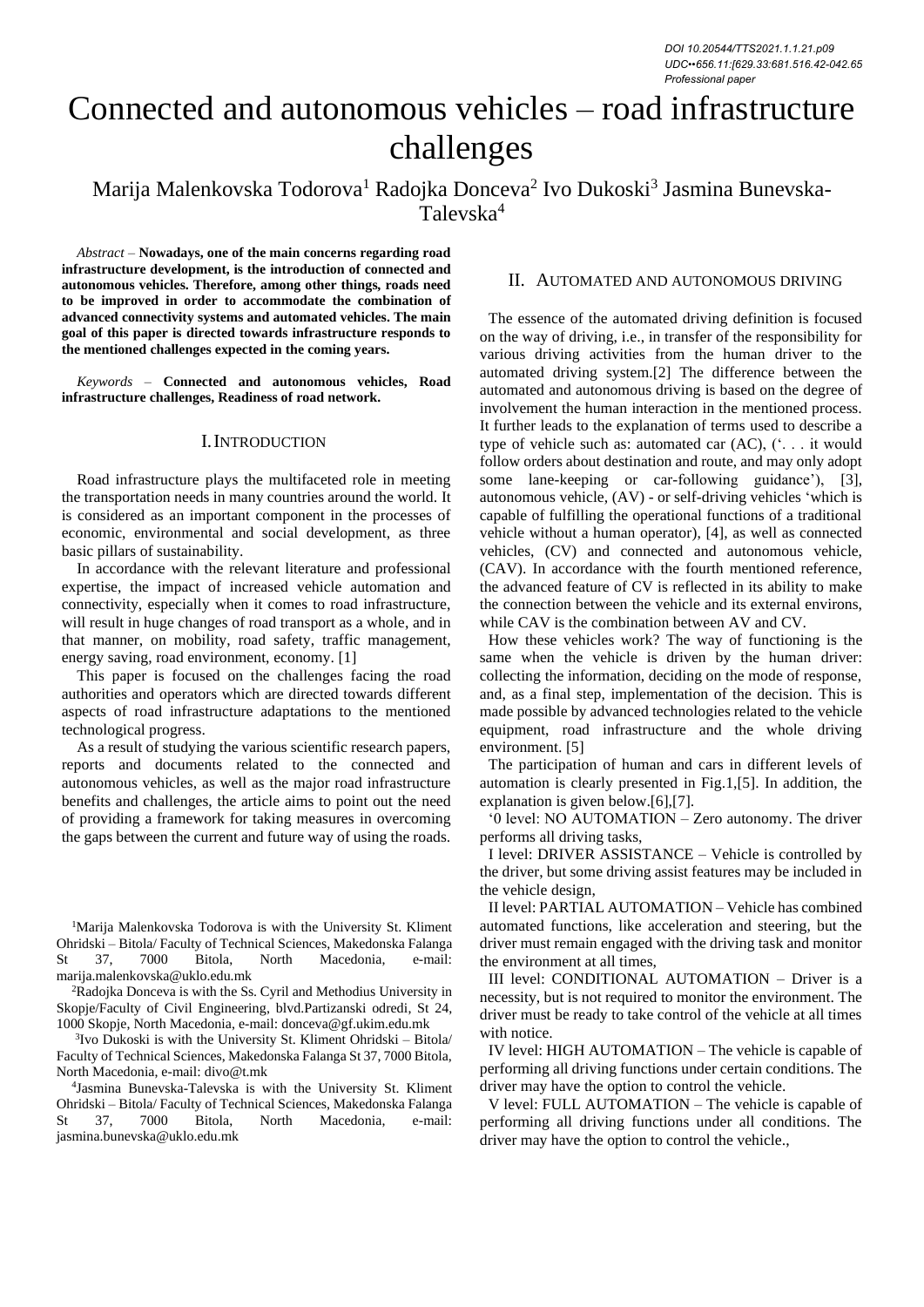DOI 10.20544/TTS2021.1.1.21.p09
UDC••656.11:[629.33:681.516.42-042.65
Professional paper

# Connected and autonomous vehicles – road infrastructure challenges

Marija Malenkovska Todorova[1] Radojka Donceva[2] Ivo Dukoski[3] Jasmina Bunevska-Talevska[4]

*Abstract* – **Nowadays, one of the main concerns regarding road infrastructure development, is the introduction of connected and autonomous vehicles. Therefore, among other things, roads need to be improved in order to accommodate the combination of advanced connectivity systems and automated vehicles. The main goal of this paper is directed towards infrastructure responds to the mentioned challenges expected in the coming years.**

*Keywords* – **Connected and autonomous vehicles, Road infrastructure challenges, Readiness of road network.**

## I. INTRODUCTION

Road infrastructure plays the multifaceted role in meeting the transportation needs in many countries around the world. It is considered as an important component in the processes of economic, environmental and social development, as three basic pillars of sustainability.

In accordance with the relevant literature and professional expertise, the impact of increased vehicle automation and connectivity, especially when it comes to road infrastructure, will result in huge changes of road transport as a whole, and in that manner, on mobility, road safety, traffic management, energy saving, road environment, economy. [1]

This paper is focused on the challenges facing the road authorities and operators which are directed towards different aspects of road infrastructure adaptations to the mentioned technological progress.

As a result of studying the various scientific research papers, reports and documents related to the connected and autonomous vehicles, as well as the major road infrastructure benefits and challenges, the article aims to point out the need of providing a framework for taking measures in overcoming the gaps between the current and future way of using the roads.

[1]Marija Malenkovska Todorova is with the University St. Kliment Ohridski – Bitola/ Faculty of Technical Sciences, Makedonska Falanga St 37, 7000 Bitola, North Macedonia, e-mail: marija.malenkovska@uklo.edu.mk

[2]Radojka Donceva is with the Ss. Cyril and Methodius University in Skopje/Faculty of Civil Engineering, blvd.Partizanski odredi, St 24, 1000 Skopje, North Macedonia, e-mail: donceva@gf.ukim.edu.mk

[3]Ivo Dukoski is with the University St. Kliment Ohridski – Bitola/ Faculty of Technical Sciences, Makedonska Falanga St 37, 7000 Bitola, North Macedonia, e-mail: divo@t.mk

[4]Jasmina Bunevska-Talevska is with the University St. Kliment Ohridski – Bitola/ Faculty of Technical Sciences, Makedonska Falanga St 37, 7000 Bitola, North Macedonia, e-mail: jasmina.bunevska@uklo.edu.mk

## II. AUTOMATED AND AUTONOMOUS DRIVING

The essence of the automated driving definition is focused on the way of driving, i.e., in transfer of the responsibility for various driving activities from the human driver to the automated driving system.[2] The difference between the automated and autonomous driving is based on the degree of involvement the human interaction in the mentioned process. It further leads to the explanation of terms used to describe a type of vehicle such as: automated car (AC), ('. . . it would follow orders about destination and route, and may only adopt some lane-keeping or car-following guidance'), [3], autonomous vehicle, (AV) - or self-driving vehicles 'which is capable of fulfilling the operational functions of a traditional vehicle without a human operator), [4], as well as connected vehicles, (CV) and connected and autonomous vehicle, (CAV). In accordance with the fourth mentioned reference, the advanced feature of CV is reflected in its ability to make the connection between the vehicle and its external environs, while CAV is the combination between AV and CV.

How these vehicles work? The way of functioning is the same when the vehicle is driven by the human driver: collecting the information, deciding on the mode of response, and, as a final step, implementation of the decision. This is made possible by advanced technologies related to the vehicle equipment, road infrastructure and the whole driving environment. [5]

The participation of human and cars in different levels of automation is clearly presented in Fig.1,[5]. In addition, the explanation is given below.[6],[7].

'0 level: NO AUTOMATION – Zero autonomy. The driver performs all driving tasks,

I level: DRIVER ASSISTANCE – Vehicle is controlled by the driver, but some driving assist features may be included in the vehicle design,

II level: PARTIAL AUTOMATION – Vehicle has combined automated functions, like acceleration and steering, but the driver must remain engaged with the driving task and monitor the environment at all times,

III level: CONDITIONAL AUTOMATION – Driver is a necessity, but is not required to monitor the environment. The driver must be ready to take control of the vehicle at all times with notice.

IV level: HIGH AUTOMATION – The vehicle is capable of performing all driving functions under certain conditions. The driver may have the option to control the vehicle.

V level: FULL AUTOMATION – The vehicle is capable of performing all driving functions under all conditions. The driver may have the option to control the vehicle.,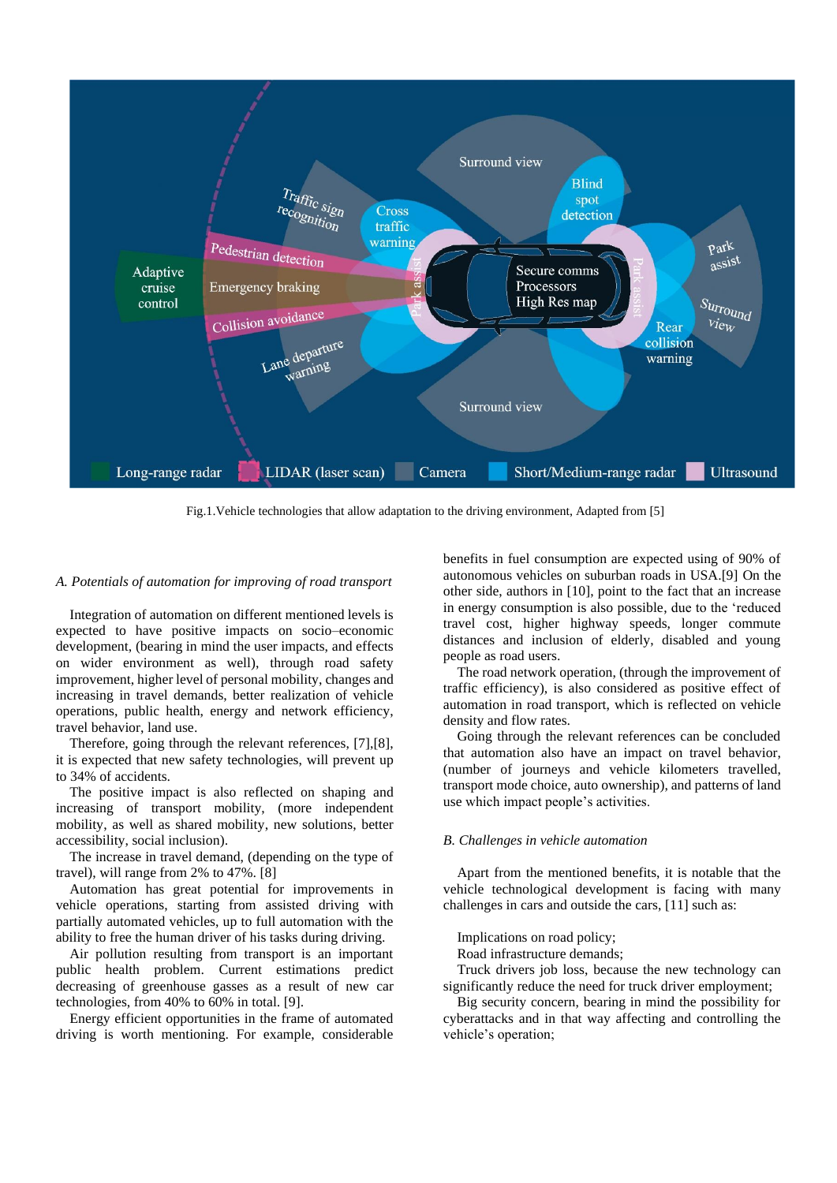Fig.1.Vehicle technologies that allow adaptation to the driving environment, Adapted from [5]

*A. Potentials of automation for improving of road transport*

Integration of automation on different mentioned levels is expected to have positive impacts on socio–economic development, (bearing in mind the user impacts, and effects on wider environment as well), through road safety improvement, higher level of personal mobility, changes and increasing in travel demands, better realization of vehicle operations, public health, energy and network efficiency, travel behavior, land use.

Therefore, going through the relevant references, [7],[8], it is expected that new safety technologies, will prevent up to 34% of accidents.

The positive impact is also reflected on shaping and increasing of transport mobility, (more independent mobility, as well as shared mobility, new solutions, better accessibility, social inclusion).

The increase in travel demand, (depending on the type of travel), will range from 2% to 47%. [8]

Automation has great potential for improvements in vehicle operations, starting from assisted driving with partially automated vehicles, up to full automation with the ability to free the human driver of his tasks during driving.

Air pollution resulting from transport is an important public health problem. Current estimations predict decreasing of greenhouse gasses as a result of new car technologies, from 40% to 60% in total. [9].

Energy efficient opportunities in the frame of automated driving is worth mentioning. For example, considerable benefits in fuel consumption are expected using of 90% of autonomous vehicles on suburban roads in USA.[9] On the other side, authors in [10], point to the fact that an increase in energy consumption is also possible, due to the 'reduced travel cost, higher highway speeds, longer commute distances and inclusion of elderly, disabled and young people as road users.

The road network operation, (through the improvement of traffic efficiency), is also considered as positive effect of automation in road transport, which is reflected on vehicle density and flow rates.

Going through the relevant references can be concluded that automation also have an impact on travel behavior, (number of journeys and vehicle kilometers travelled, transport mode choice, auto ownership), and patterns of land use which impact people's activities.

*B. Challenges in vehicle automation*

Apart from the mentioned benefits, it is notable that the vehicle technological development is facing with many challenges in cars and outside the cars, [11] such as:

Implications on road policy;

Road infrastructure demands;

Truck drivers job loss, because the new technology can significantly reduce the need for truck driver employment;

Big security concern, bearing in mind the possibility for cyberattacks and in that way affecting and controlling the vehicle's operation;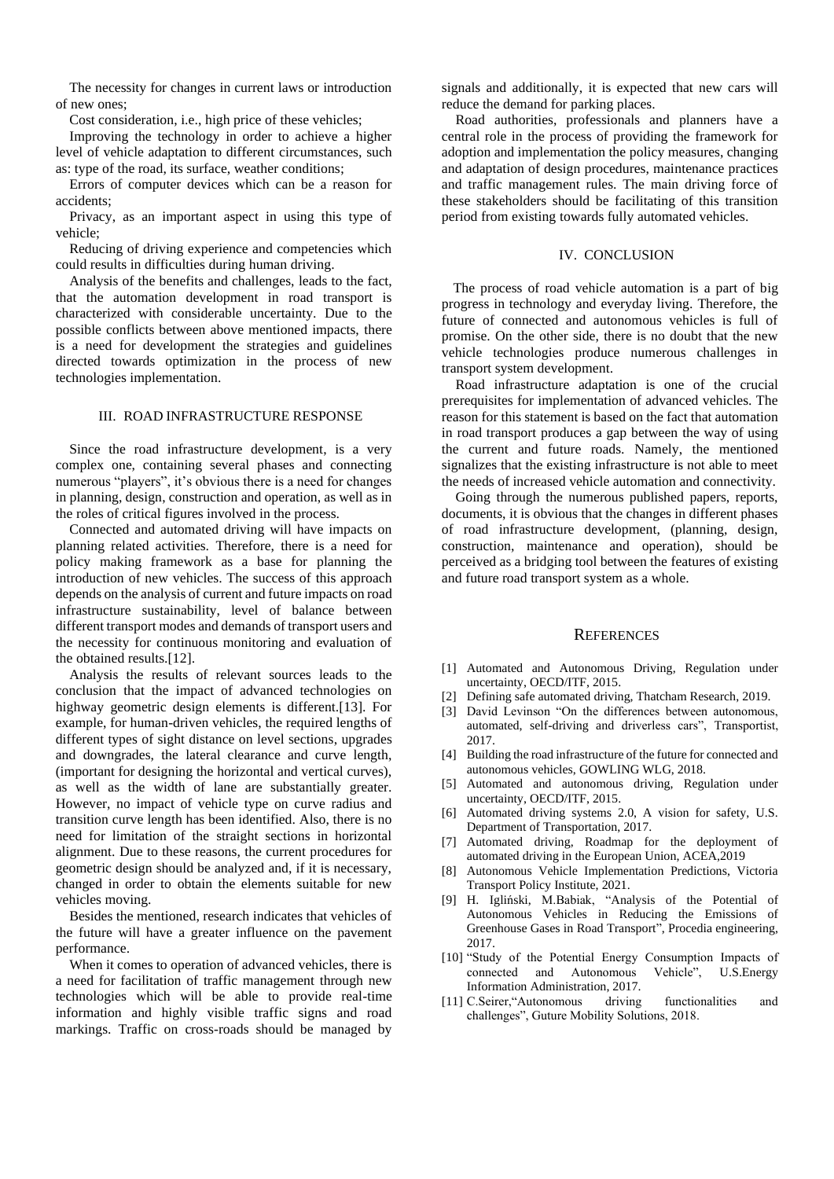The necessity for changes in current laws or introduction of new ones;

Cost consideration, i.e., high price of these vehicles;

Improving the technology in order to achieve a higher level of vehicle adaptation to different circumstances, such as: type of the road, its surface, weather conditions;

Errors of computer devices which can be a reason for accidents;

Privacy, as an important aspect in using this type of vehicle;

Reducing of driving experience and competencies which could results in difficulties during human driving.

Analysis of the benefits and challenges, leads to the fact, that the automation development in road transport is characterized with considerable uncertainty. Due to the possible conflicts between above mentioned impacts, there is a need for development the strategies and guidelines directed towards optimization in the process of new technologies implementation.

## III. ROAD INFRASTRUCTURE RESPONSE

Since the road infrastructure development, is a very complex one, containing several phases and connecting numerous "players", it's obvious there is a need for changes in planning, design, construction and operation, as well as in the roles of critical figures involved in the process.

Connected and automated driving will have impacts on planning related activities. Therefore, there is a need for policy making framework as a base for planning the introduction of new vehicles. The success of this approach depends on the analysis of current and future impacts on road infrastructure sustainability, level of balance between different transport modes and demands of transport users and the necessity for continuous monitoring and evaluation of the obtained results.[12].

Analysis the results of relevant sources leads to the conclusion that the impact of advanced technologies on highway geometric design elements is different.[13]. For example, for human-driven vehicles, the required lengths of different types of sight distance on level sections, upgrades and downgrades, the lateral clearance and curve length, (important for designing the horizontal and vertical curves), as well as the width of lane are substantially greater. However, no impact of vehicle type on curve radius and transition curve length has been identified. Also, there is no need for limitation of the straight sections in horizontal alignment. Due to these reasons, the current procedures for geometric design should be analyzed and, if it is necessary, changed in order to obtain the elements suitable for new vehicles moving.

Besides the mentioned, research indicates that vehicles of the future will have a greater influence on the pavement performance.

When it comes to operation of advanced vehicles, there is a need for facilitation of traffic management through new technologies which will be able to provide real-time information and highly visible traffic signs and road markings. Traffic on cross-roads should be managed by signals and additionally, it is expected that new cars will reduce the demand for parking places.

Road authorities, professionals and planners have a central role in the process of providing the framework for adoption and implementation the policy measures, changing and adaptation of design procedures, maintenance practices and traffic management rules. The main driving force of these stakeholders should be facilitating of this transition period from existing towards fully automated vehicles.

## IV. CONCLUSION

The process of road vehicle automation is a part of big progress in technology and everyday living. Therefore, the future of connected and autonomous vehicles is full of promise. On the other side, there is no doubt that the new vehicle technologies produce numerous challenges in transport system development.

Road infrastructure adaptation is one of the crucial prerequisites for implementation of advanced vehicles. The reason for this statement is based on the fact that automation in road transport produces a gap between the way of using the current and future roads. Namely, the mentioned signalizes that the existing infrastructure is not able to meet the needs of increased vehicle automation and connectivity.

Going through the numerous published papers, reports, documents, it is obvious that the changes in different phases of road infrastructure development, (planning, design, construction, maintenance and operation), should be perceived as a bridging tool between the features of existing and future road transport system as a whole.

## REFERENCES

[1] Automated and Autonomous Driving, Regulation under uncertainty, OECD/ITF, 2015.

[2] Defining safe automated driving, Thatcham Research, 2019.

[3] David Levinson "On the differences between autonomous, automated, self-driving and driverless cars", Transportist, 2017.

[4] Building the road infrastructure of the future for connected and autonomous vehicles, GOWLING WLG, 2018.

[5] Automated and autonomous driving, Regulation under uncertainty, OECD/ITF, 2015.

[6] Automated driving systems 2.0, A vision for safety, U.S. Department of Transportation, 2017.

[7] Automated driving, Roadmap for the deployment of automated driving in the European Union, ACEA,2019

[8] Autonomous Vehicle Implementation Predictions, Victoria Transport Policy Institute, 2021.

[9] H. Igliński, M.Babiak, "Analysis of the Potential of Autonomous Vehicles in Reducing the Emissions of Greenhouse Gases in Road Transport", Procedia engineering, 2017.

[10] "Study of the Potential Energy Consumption Impacts of connected and Autonomous Vehicle", U.S.Energy Information Administration, 2017.

[11] C.Seirer,"Autonomous driving functionalities and challenges", Guture Mobility Solutions, 2018.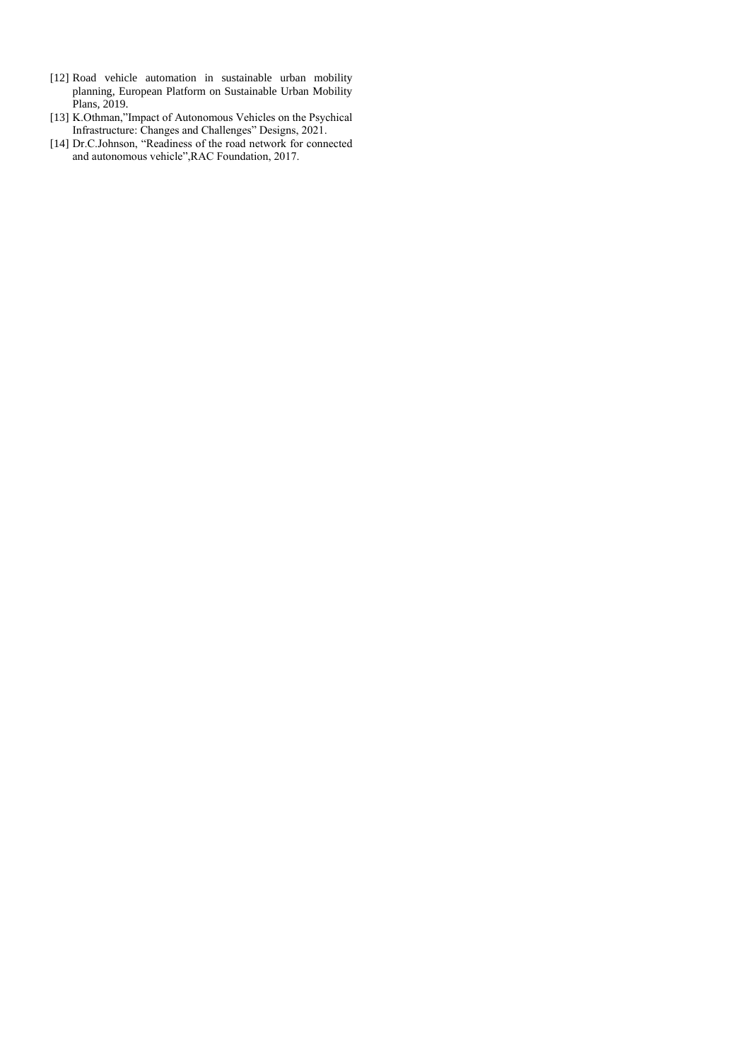[12] Road vehicle automation in sustainable urban mobility planning, European Platform on Sustainable Urban Mobility Plans, 2019.

[13] K.Othman,"Impact of Autonomous Vehicles on the Psychical Infrastructure: Changes and Challenges" Designs, 2021.

[14] Dr.C.Johnson, "Readiness of the road network for connected and autonomous vehicle",RAC Foundation, 2017.